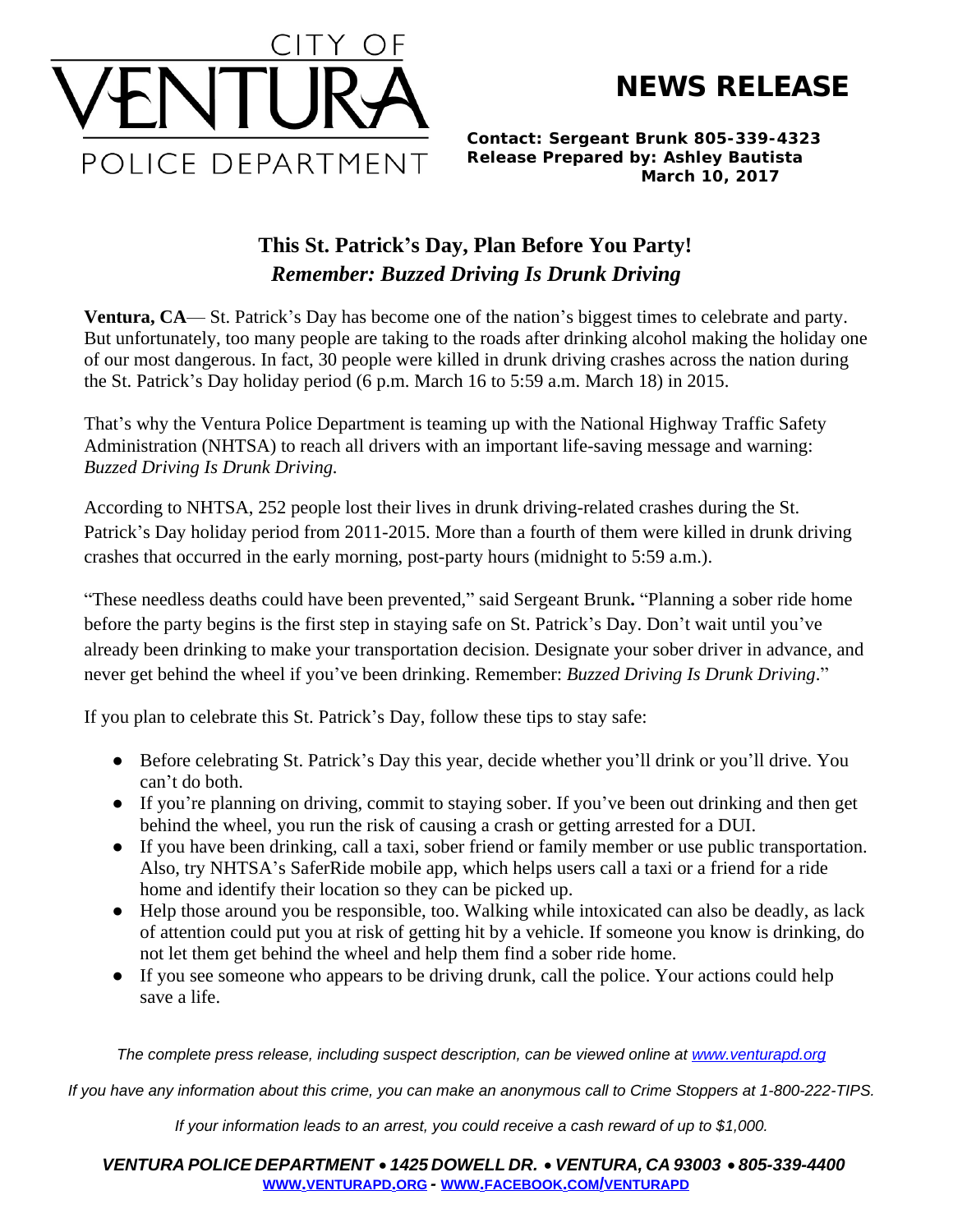CITY OF VENTURA POLICE DEPARTMENT

# NEWS RELEASE

**Contact: Sergeant Brunk 805-339-4323**
**Release Prepared by: Ashley Bautista**
**March 10, 2017**

## This St. Patrick's Day, Plan Before You Party!
### *Remember: Buzzed Driving Is Drunk Driving*

**Ventura, CA**— St. Patrick's Day has become one of the nation's biggest times to celebrate and party. But unfortunately, too many people are taking to the roads after drinking alcohol making the holiday one of our most dangerous. In fact, 30 people were killed in drunk driving crashes across the nation during the St. Patrick's Day holiday period (6 p.m. March 16 to 5:59 a.m. March 18) in 2015.

That's why the Ventura Police Department is teaming up with the National Highway Traffic Safety Administration (NHTSA) to reach all drivers with an important life-saving message and warning: *Buzzed Driving Is Drunk Driving.*

According to NHTSA, 252 people lost their lives in drunk driving-related crashes during the St. Patrick's Day holiday period from 2011-2015. More than a fourth of them were killed in drunk driving crashes that occurred in the early morning, post-party hours (midnight to 5:59 a.m.).

"These needless deaths could have been prevented," said Sergeant Brunk**.** "Planning a sober ride home before the party begins is the first step in staying safe on St. Patrick's Day. Don't wait until you've already been drinking to make your transportation decision. Designate your sober driver in advance, and never get behind the wheel if you've been drinking. Remember: *Buzzed Driving Is Drunk Driving*."

If you plan to celebrate this St. Patrick's Day, follow these tips to stay safe:

- Before celebrating St. Patrick's Day this year, decide whether you'll drink or you'll drive. You can't do both.
- If you're planning on driving, commit to staying sober. If you've been out drinking and then get behind the wheel, you run the risk of causing a crash or getting arrested for a DUI.
- If you have been drinking, call a taxi, sober friend or family member or use public transportation. Also, try NHTSA's SaferRide mobile app, which helps users call a taxi or a friend for a ride home and identify their location so they can be picked up.
- Help those around you be responsible, too. Walking while intoxicated can also be deadly, as lack of attention could put you at risk of getting hit by a vehicle. If someone you know is drinking, do not let them get behind the wheel and help them find a sober ride home.
- If you see someone who appears to be driving drunk, call the police. Your actions could help save a life.

*The complete press release, including suspect description, can be viewed online at [www.venturapd.org](http://www.venturapd.org)*

*If you have any information about this crime, you can make an anonymous call to Crime Stoppers at 1-800-222-TIPS.*

*If your information leads to an arrest, you could receive a cash reward of up to $1,000.*

***VENTURA POLICE DEPARTMENT • 1425 DOWELL DR. • VENTURA, CA 93003 • 805-339-4400***
**[WWW.VENTURAPD.ORG](http://www.venturapd.org) - [WWW.FACEBOOK.COM/VENTURAPD](http://www.facebook.com/venturapd)**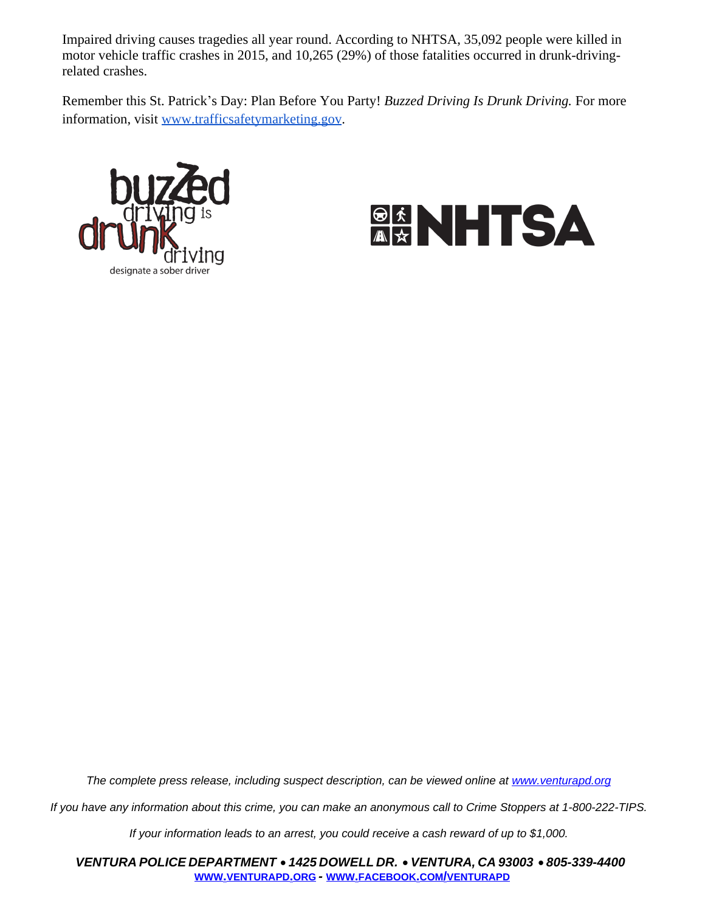Impaired driving causes tragedies all year round. According to NHTSA, 35,092 people were killed in motor vehicle traffic crashes in 2015, and 10,265 (29%) of those fatalities occurred in drunk-driving-related crashes.

Remember this St. Patrick's Day: Plan Before You Party! *Buzzed Driving Is Drunk Driving.* For more information, visit [www.trafficsafetymarketing.gov](http://www.trafficsafetymarketing.gov).

buzzed driving is drunk driving

designate a sober driver

NHTSA

*The complete press release, including suspect description, can be viewed online at [www.venturapd.org](http://www.venturapd.org)*

*If you have any information about this crime, you can make an anonymous call to Crime Stoppers at 1-800-222-TIPS.*

*If your information leads to an arrest, you could receive a cash reward of up to $1,000.*

***VENTURA POLICE DEPARTMENT • 1425 DOWELL DR. • VENTURA, CA 93003 • 805-339-4400***

**[WWW.VENTURAPD.ORG](http://www.venturapd.org) - [WWW.FACEBOOK.COM/VENTURAPD](http://www.facebook.com/venturapd)**